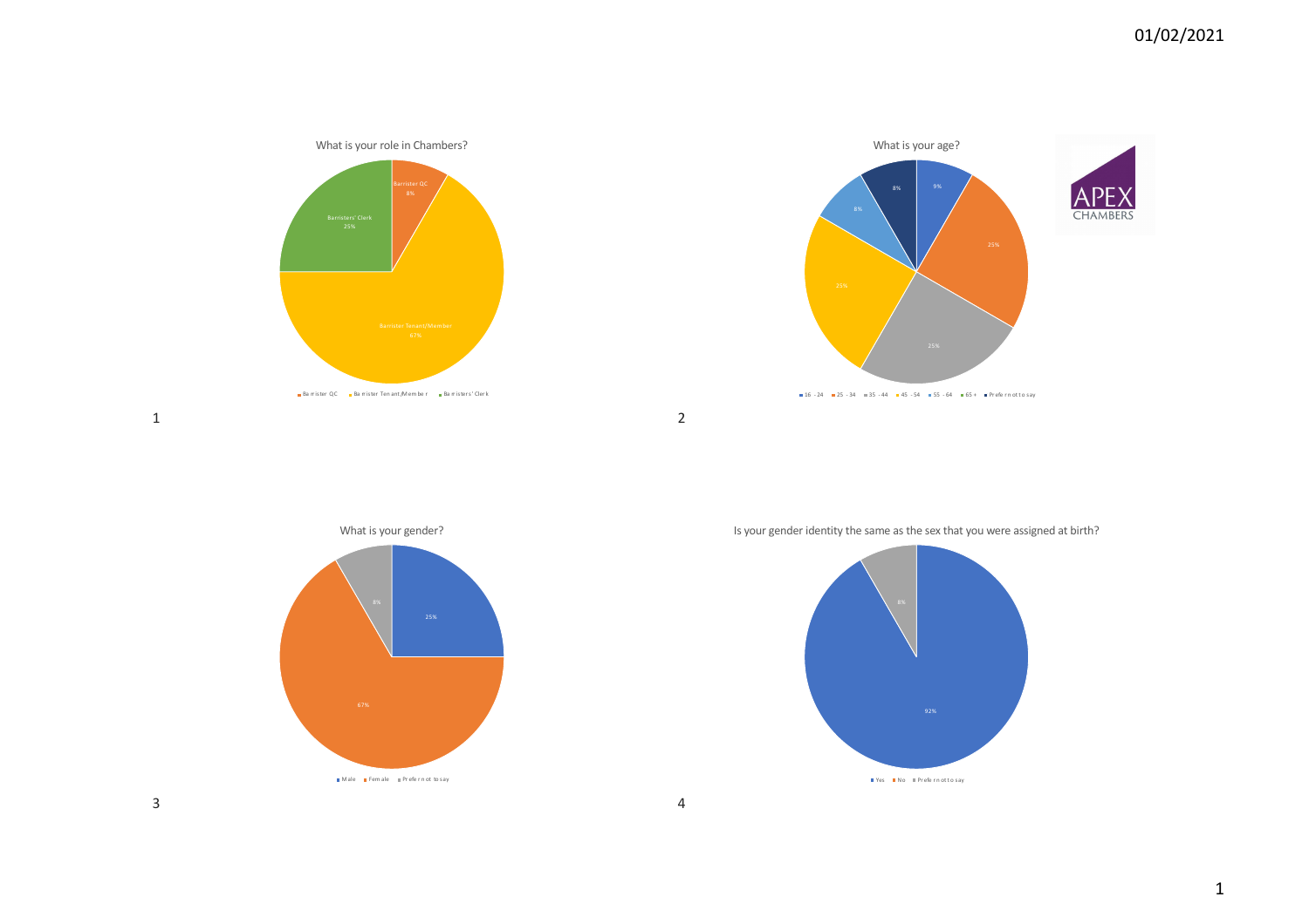01/02/2021

**What is your role in Chambers?**

- Barrister QC: 8%
- Barrister Tenant/Member: 67%
- Barristers' Clerk: 25%

Legend: Barrister QC, Barrister Tenant/Member, Barristers' Clerk

1

**What is your age?**

- 9%
- 25%
- 25%
- 25%
- 8%
- 8%

Legend: 16 - 24, 25 - 34, 35 - 44, 45 - 54, 55 - 64, 65 +, Prefer not to say

2

APEX CHAMBERS

**What is your gender?**

- 25%
- 67%
- 8%

Legend: Male, Female, Prefer not to say

3

**Is your gender identity the same as the sex that you were assigned at birth?**

- 92%
- 8%

Legend: Yes, No, Prefer not to say

4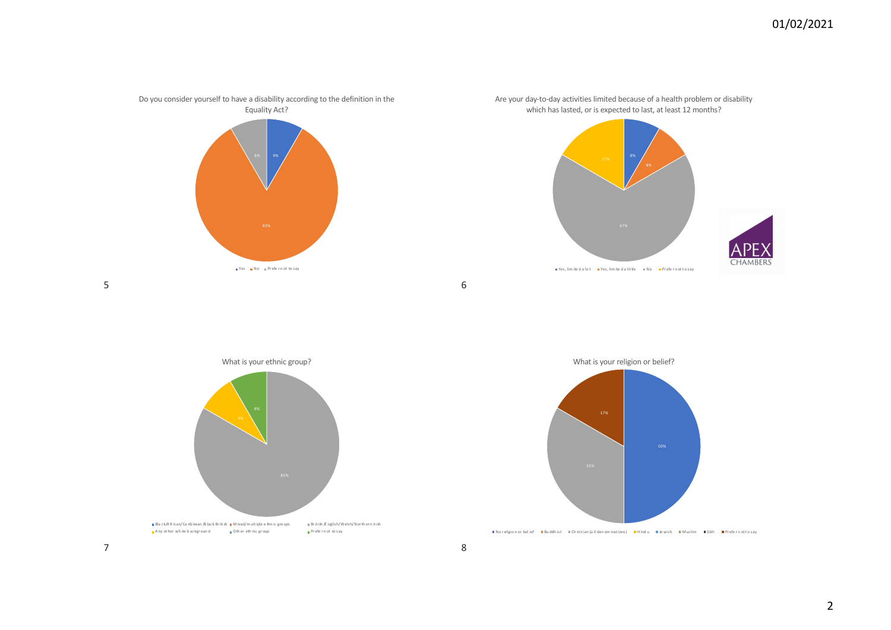01/02/2021

Do you consider yourself to have a disability according to the definition in the Equality Act?

9%, 83%, 8%

Yes, No, Prefer not to say

5

Are your day-to-day activities limited because of a health problem or disability which has lasted, or is expected to last, at least 12 months?

8%, 8%, 67%, 17%

Yes, limited a lot, Yes, limited a little, No, Prefer not to say

6

APEX CHAMBERS

What is your ethnic group?

83%, 8%, 8%

Black/African/Caribbean/Black British, Mixed/multiple ethnic groups, British/English/Welsh/Northern Irish, Any other white background, Other ethnic group, Prefer not to say

7

What is your religion or belief?

50%, 33%, 17%

No religion or belief, Buddhist, Christian (all denominations), Hindu, Jewish, Muslim, Sikh, Prefer not to say

8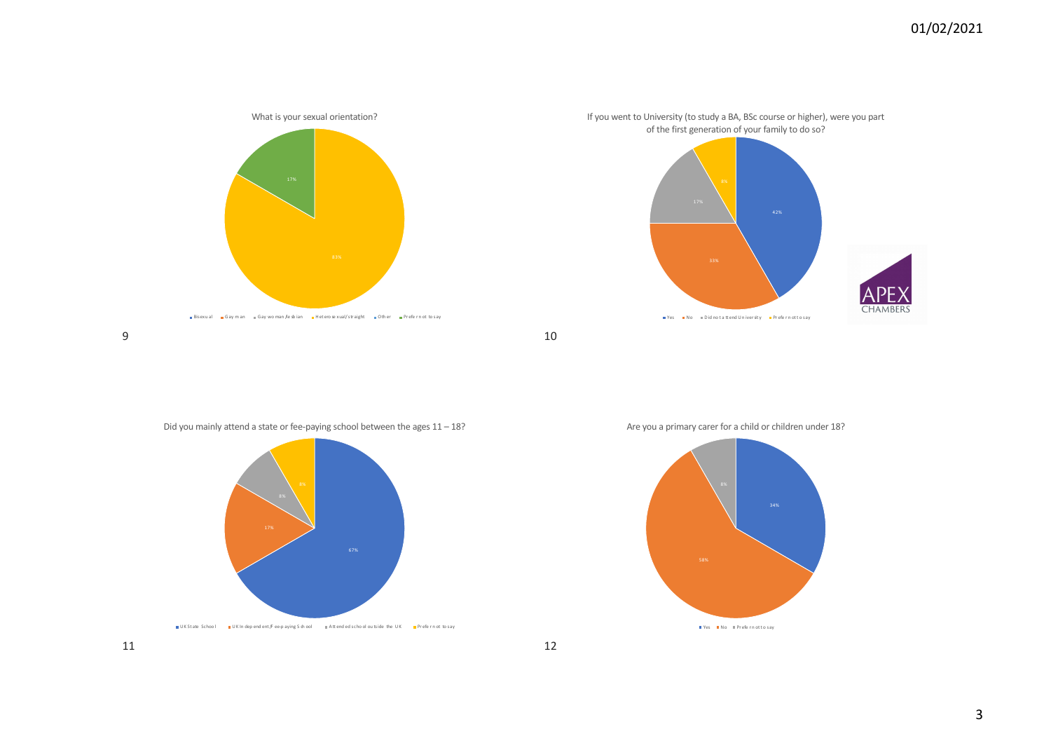### What is your sexual orientation?

| Response | Percentage |
|---|---|
| Heterosexual/straight | 83% |
| Prefer not to say | 17% |

Legend: Bisexual, Gay man, Gay woman/lesbian, Heterosexual/straight, Other, Prefer not to say

### If you went to University (to study a BA, BSc course or higher), were you part of the first generation of your family to do so?

| Response | Percentage |
|---|---|
| Yes | 42% |
| No | 33% |
| Did not attend University | 17% |
| Prefer not to say | 8% |

APEX CHAMBERS

### Did you mainly attend a state or fee-paying school between the ages 11 – 18?

| Response | Percentage |
|---|---|
| UK State School | 67% |
| UK Independent/Fee-paying School | 17% |
| Attended school outside the UK | 8% |
| Prefer not to say | 8% |

### Are you a primary carer for a child or children under 18?

| Response | Percentage |
|---|---|
| Yes | 34% |
| No | 58% |
| Prefer not to say | 8% |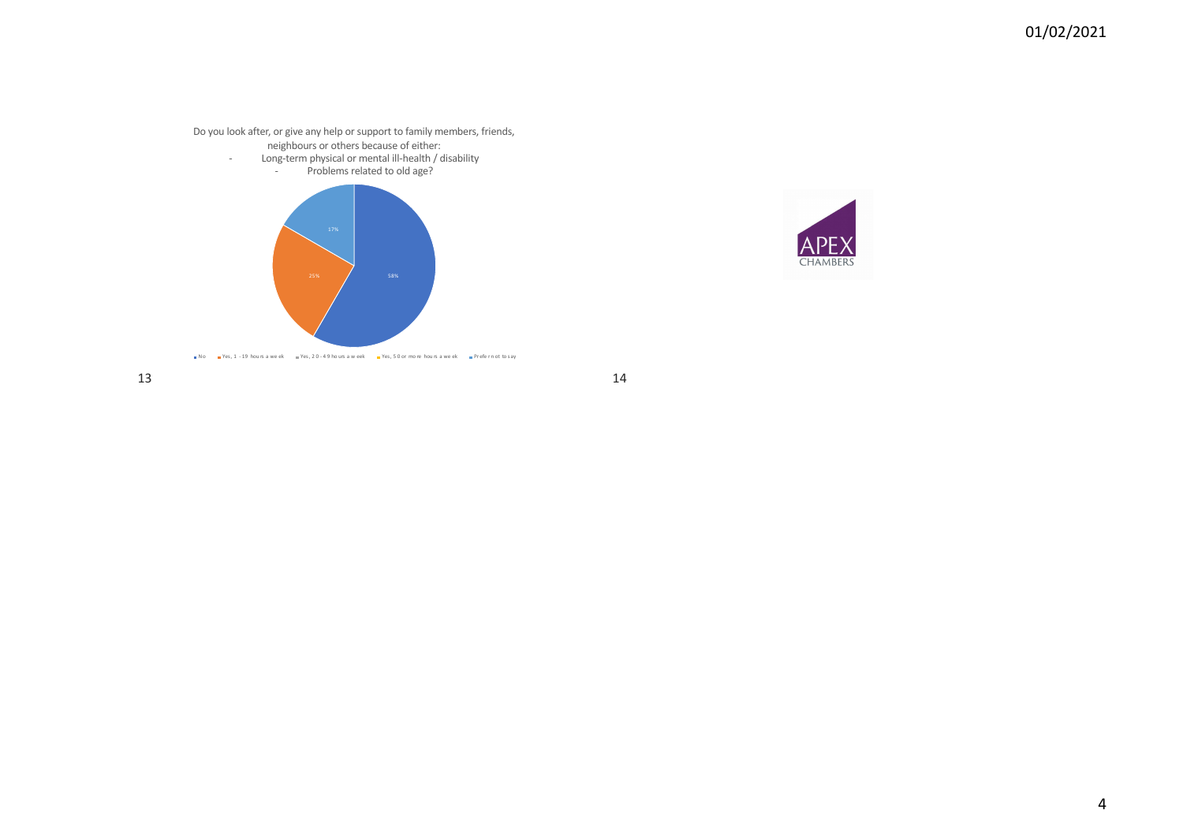Do you look after, or give any help or support to family members, friends, neighbours or others because of either:

- Long-term physical or mental ill-health / disability
- Problems related to old age?

17%

25%

58%

No  Yes, 1 - 19 hours a week  Yes, 20 - 49 hours a week  Yes, 50 or more hours a week  Prefer not to say

APEX CHAMBERS